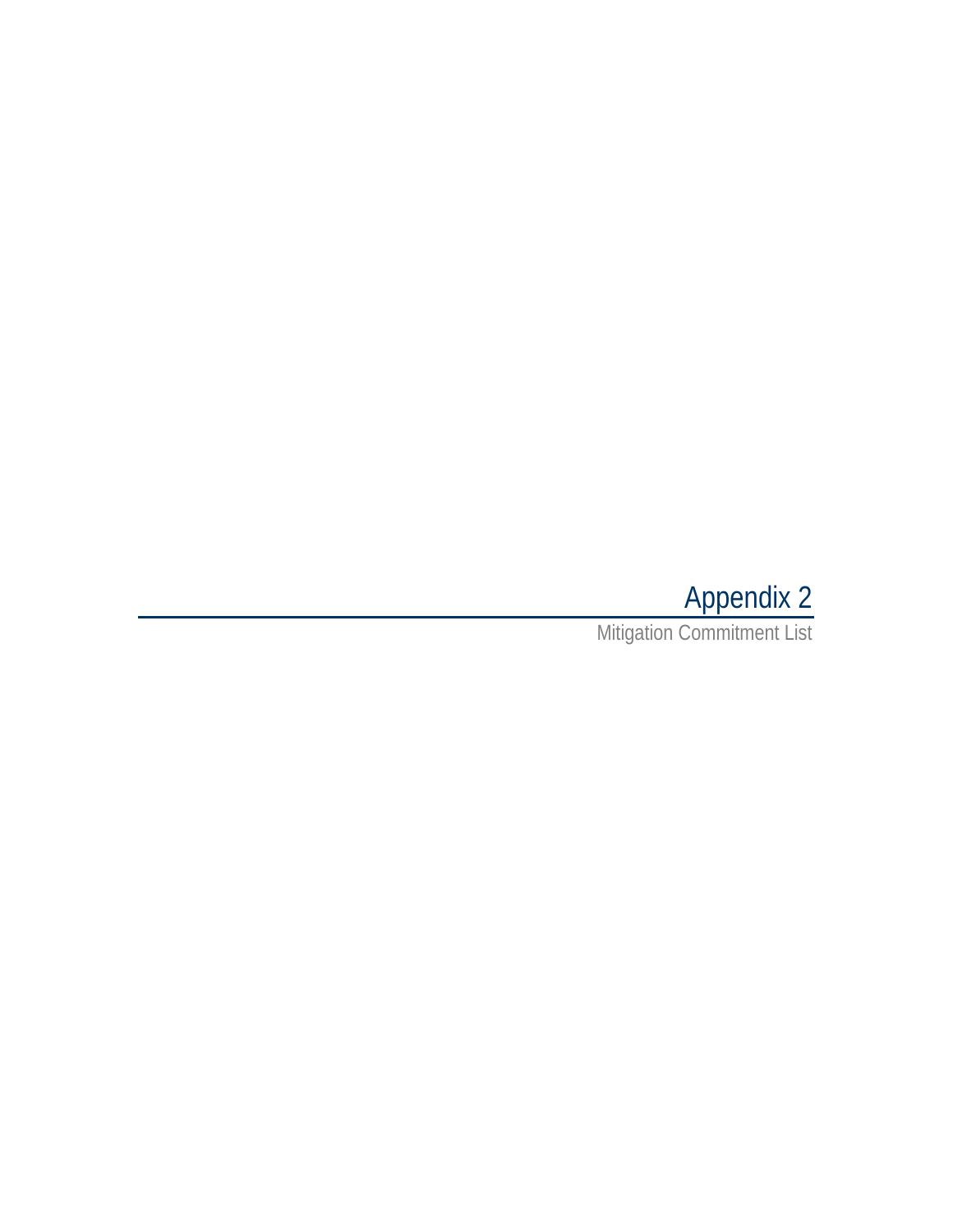# Appendix 2

Mitigation Commitment List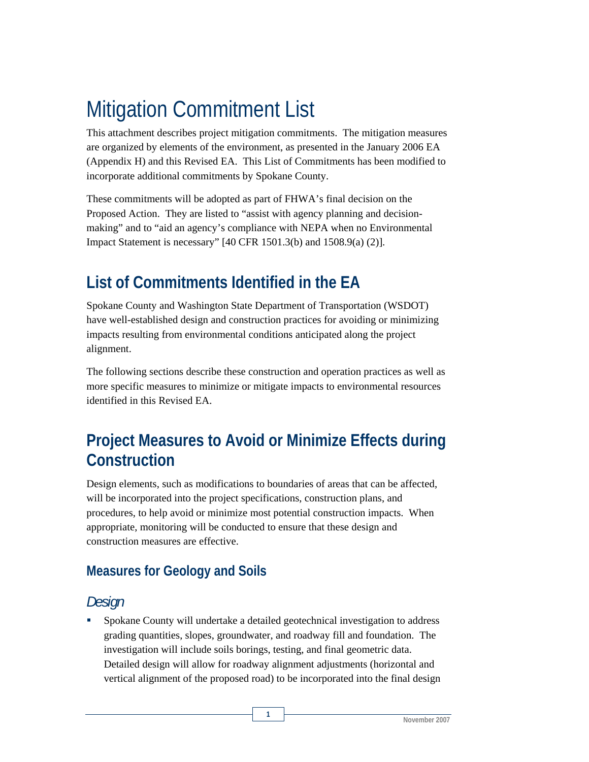# Mitigation Commitment List

This attachment describes project mitigation commitments. The mitigation measures are organized by elements of the environment, as presented in the January 2006 EA (Appendix H) and this Revised EA. This List of Commitments has been modified to incorporate additional commitments by Spokane County.

These commitments will be adopted as part of FHWA's final decision on the Proposed Action. They are listed to "assist with agency planning and decision-making" and to "aid an agency's compliance with NEPA when no Environmental Impact Statement is necessary" [40 CFR 1501.3(b) and 1508.9(a) (2)].

## List of Commitments Identified in the EA

Spokane County and Washington State Department of Transportation (WSDOT) have well-established design and construction practices for avoiding or minimizing impacts resulting from environmental conditions anticipated along the project alignment.

The following sections describe these construction and operation practices as well as more specific measures to minimize or mitigate impacts to environmental resources identified in this Revised EA.

## Project Measures to Avoid or Minimize Effects during Construction

Design elements, such as modifications to boundaries of areas that can be affected, will be incorporated into the project specifications, construction plans, and procedures, to help avoid or minimize most potential construction impacts. When appropriate, monitoring will be conducted to ensure that these design and construction measures are effective.

### Measures for Geology and Soils

#### *Design*

- Spokane County will undertake a detailed geotechnical investigation to address grading quantities, slopes, groundwater, and roadway fill and foundation. The investigation will include soils borings, testing, and final geometric data. Detailed design will allow for roadway alignment adjustments (horizontal and vertical alignment of the proposed road) to be incorporated into the final design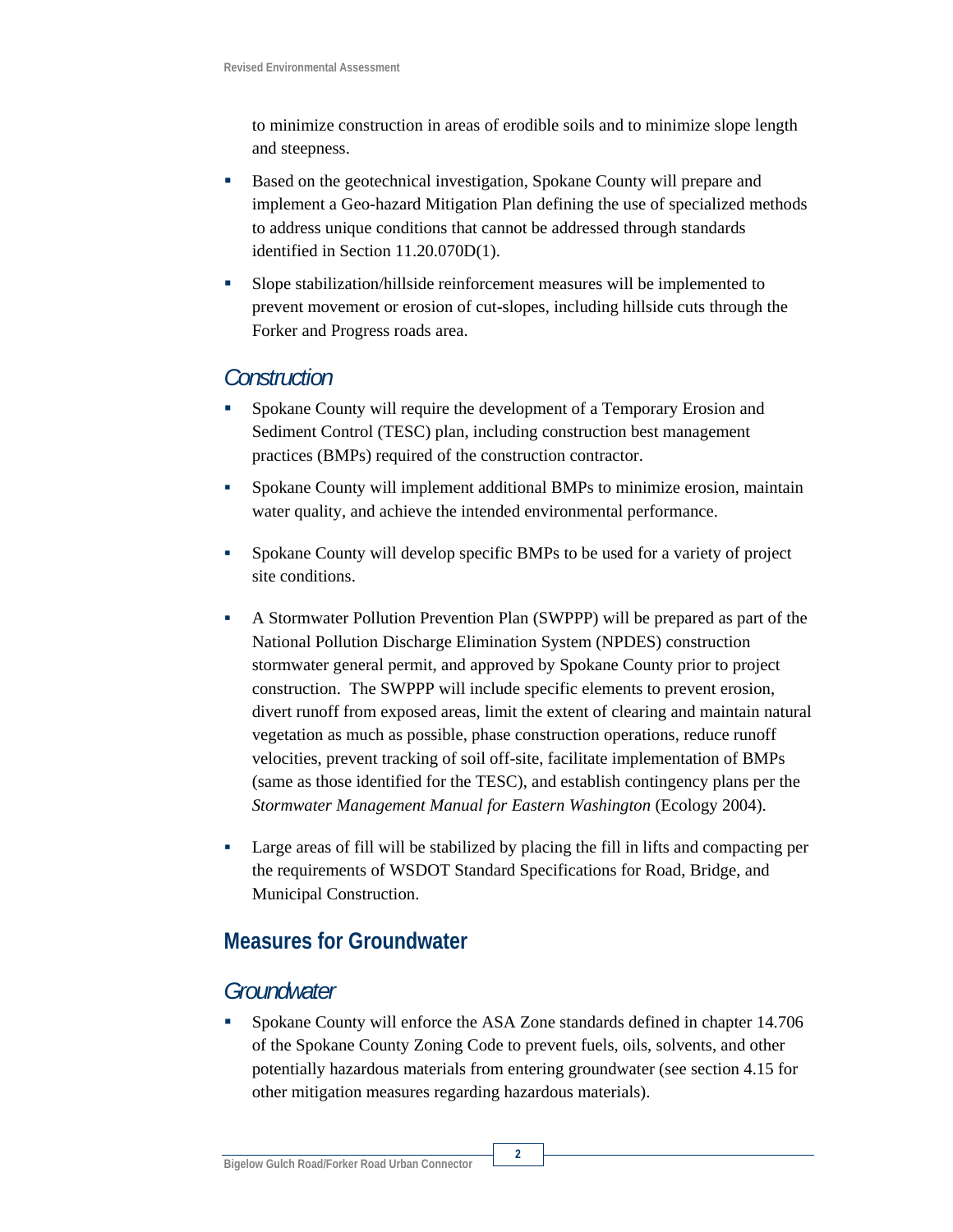to minimize construction in areas of erodible soils and to minimize slope length and steepness.

- Based on the geotechnical investigation, Spokane County will prepare and implement a Geo-hazard Mitigation Plan defining the use of specialized methods to address unique conditions that cannot be addressed through standards identified in Section 11.20.070D(1).
- Slope stabilization/hillside reinforcement measures will be implemented to prevent movement or erosion of cut-slopes, including hillside cuts through the Forker and Progress roads area.

### *Construction*

- Spokane County will require the development of a Temporary Erosion and Sediment Control (TESC) plan, including construction best management practices (BMPs) required of the construction contractor.
- Spokane County will implement additional BMPs to minimize erosion, maintain water quality, and achieve the intended environmental performance.
- Spokane County will develop specific BMPs to be used for a variety of project site conditions.
- A Stormwater Pollution Prevention Plan (SWPPP) will be prepared as part of the National Pollution Discharge Elimination System (NPDES) construction stormwater general permit, and approved by Spokane County prior to project construction. The SWPPP will include specific elements to prevent erosion, divert runoff from exposed areas, limit the extent of clearing and maintain natural vegetation as much as possible, phase construction operations, reduce runoff velocities, prevent tracking of soil off-site, facilitate implementation of BMPs (same as those identified for the TESC), and establish contingency plans per the *Stormwater Management Manual for Eastern Washington* (Ecology 2004).
- Large areas of fill will be stabilized by placing the fill in lifts and compacting per the requirements of WSDOT Standard Specifications for Road, Bridge, and Municipal Construction.

## Measures for Groundwater

### *Groundwater*

- Spokane County will enforce the ASA Zone standards defined in chapter 14.706 of the Spokane County Zoning Code to prevent fuels, oils, solvents, and other potentially hazardous materials from entering groundwater (see section 4.15 for other mitigation measures regarding hazardous materials).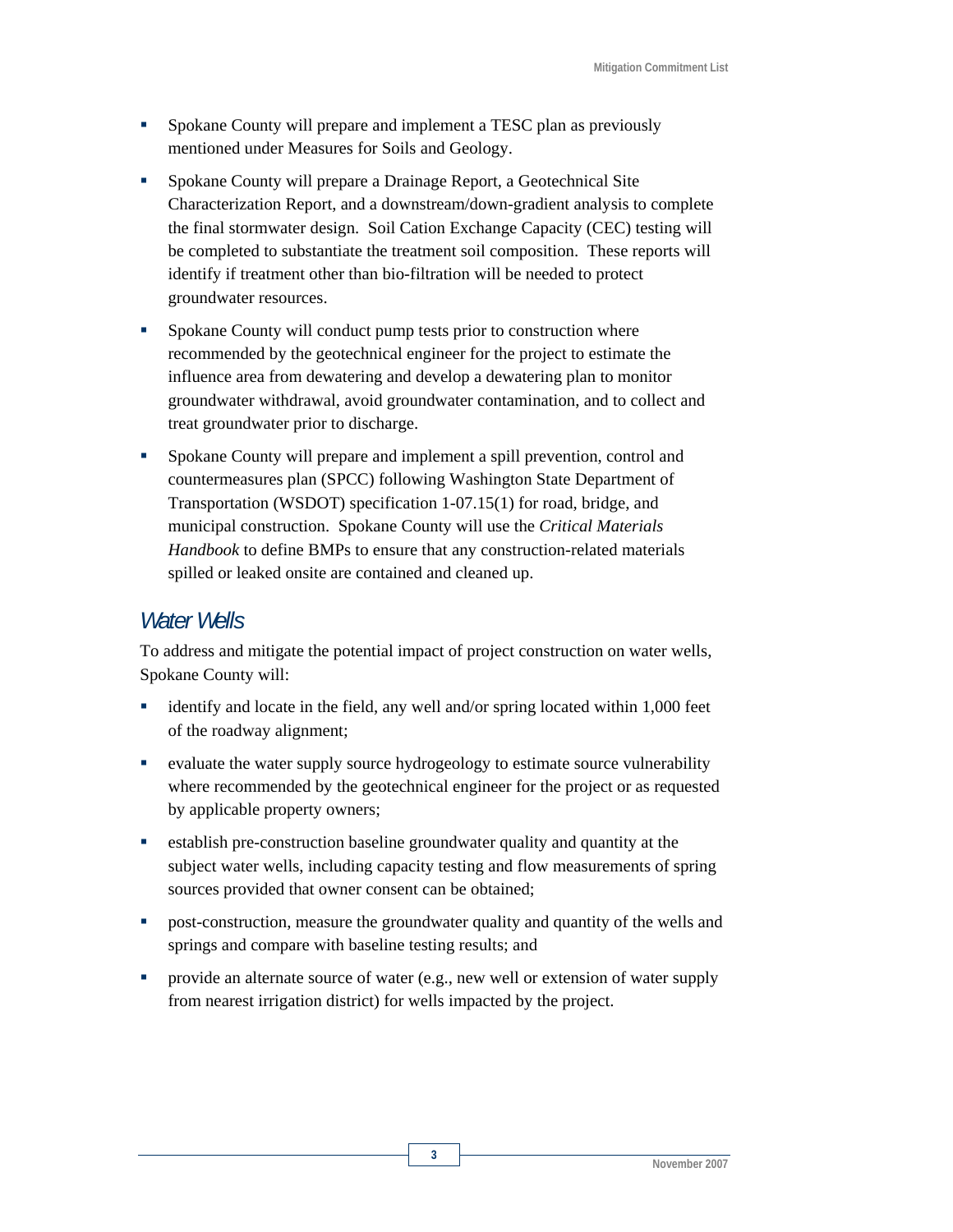- Spokane County will prepare and implement a TESC plan as previously mentioned under Measures for Soils and Geology.
- Spokane County will prepare a Drainage Report, a Geotechnical Site Characterization Report, and a downstream/down-gradient analysis to complete the final stormwater design. Soil Cation Exchange Capacity (CEC) testing will be completed to substantiate the treatment soil composition. These reports will identify if treatment other than bio-filtration will be needed to protect groundwater resources.
- Spokane County will conduct pump tests prior to construction where recommended by the geotechnical engineer for the project to estimate the influence area from dewatering and develop a dewatering plan to monitor groundwater withdrawal, avoid groundwater contamination, and to collect and treat groundwater prior to discharge.
- Spokane County will prepare and implement a spill prevention, control and countermeasures plan (SPCC) following Washington State Department of Transportation (WSDOT) specification 1-07.15(1) for road, bridge, and municipal construction. Spokane County will use the *Critical Materials Handbook* to define BMPs to ensure that any construction-related materials spilled or leaked onsite are contained and cleaned up.

## *Water Wells*

To address and mitigate the potential impact of project construction on water wells, Spokane County will:

- identify and locate in the field, any well and/or spring located within 1,000 feet of the roadway alignment;
- evaluate the water supply source hydrogeology to estimate source vulnerability where recommended by the geotechnical engineer for the project or as requested by applicable property owners;
- establish pre-construction baseline groundwater quality and quantity at the subject water wells, including capacity testing and flow measurements of spring sources provided that owner consent can be obtained;
- post-construction, measure the groundwater quality and quantity of the wells and springs and compare with baseline testing results; and
- provide an alternate source of water (e.g., new well or extension of water supply from nearest irrigation district) for wells impacted by the project.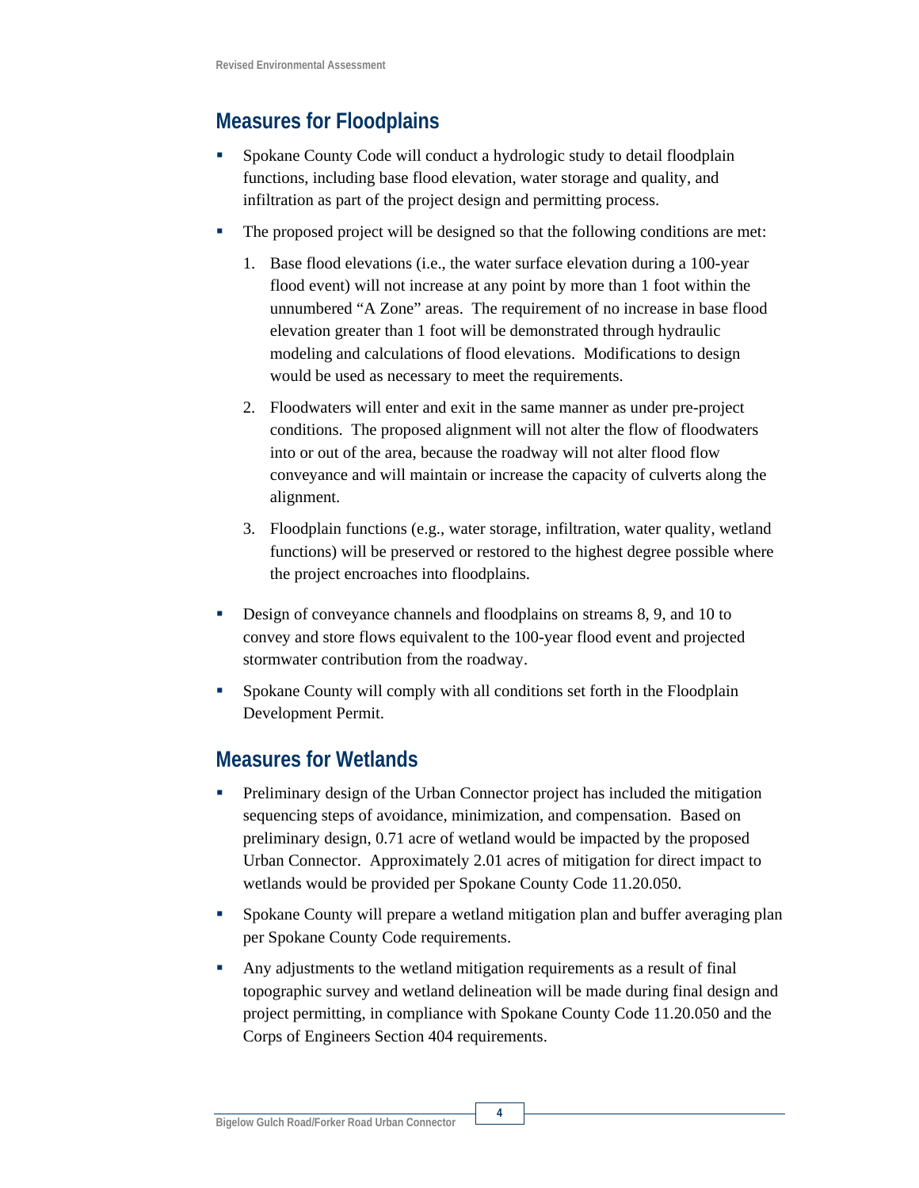## Measures for Floodplains

- Spokane County Code will conduct a hydrologic study to detail floodplain functions, including base flood elevation, water storage and quality, and infiltration as part of the project design and permitting process.
- The proposed project will be designed so that the following conditions are met:
  1. Base flood elevations (i.e., the water surface elevation during a 100-year flood event) will not increase at any point by more than 1 foot within the unnumbered "A Zone" areas. The requirement of no increase in base flood elevation greater than 1 foot will be demonstrated through hydraulic modeling and calculations of flood elevations. Modifications to design would be used as necessary to meet the requirements.
  2. Floodwaters will enter and exit in the same manner as under pre-project conditions. The proposed alignment will not alter the flow of floodwaters into or out of the area, because the roadway will not alter flood flow conveyance and will maintain or increase the capacity of culverts along the alignment.
  3. Floodplain functions (e.g., water storage, infiltration, water quality, wetland functions) will be preserved or restored to the highest degree possible where the project encroaches into floodplains.
- Design of conveyance channels and floodplains on streams 8, 9, and 10 to convey and store flows equivalent to the 100-year flood event and projected stormwater contribution from the roadway.
- Spokane County will comply with all conditions set forth in the Floodplain Development Permit.

## Measures for Wetlands

- Preliminary design of the Urban Connector project has included the mitigation sequencing steps of avoidance, minimization, and compensation. Based on preliminary design, 0.71 acre of wetland would be impacted by the proposed Urban Connector. Approximately 2.01 acres of mitigation for direct impact to wetlands would be provided per Spokane County Code 11.20.050.
- Spokane County will prepare a wetland mitigation plan and buffer averaging plan per Spokane County Code requirements.
- Any adjustments to the wetland mitigation requirements as a result of final topographic survey and wetland delineation will be made during final design and project permitting, in compliance with Spokane County Code 11.20.050 and the Corps of Engineers Section 404 requirements.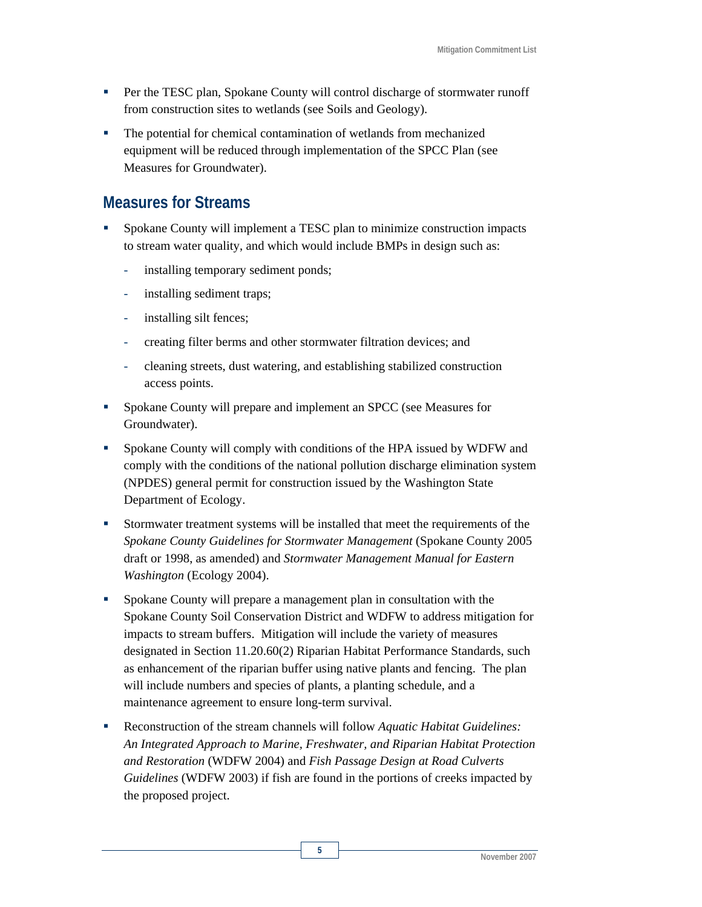- Per the TESC plan, Spokane County will control discharge of stormwater runoff from construction sites to wetlands (see Soils and Geology).
- The potential for chemical contamination of wetlands from mechanized equipment will be reduced through implementation of the SPCC Plan (see Measures for Groundwater).

## Measures for Streams

- Spokane County will implement a TESC plan to minimize construction impacts to stream water quality, and which would include BMPs in design such as:
  - installing temporary sediment ponds;
  - installing sediment traps;
  - installing silt fences;
  - creating filter berms and other stormwater filtration devices; and
  - cleaning streets, dust watering, and establishing stabilized construction access points.
- Spokane County will prepare and implement an SPCC (see Measures for Groundwater).
- Spokane County will comply with conditions of the HPA issued by WDFW and comply with the conditions of the national pollution discharge elimination system (NPDES) general permit for construction issued by the Washington State Department of Ecology.
- Stormwater treatment systems will be installed that meet the requirements of the *Spokane County Guidelines for Stormwater Management* (Spokane County 2005 draft or 1998, as amended) and *Stormwater Management Manual for Eastern Washington* (Ecology 2004).
- Spokane County will prepare a management plan in consultation with the Spokane County Soil Conservation District and WDFW to address mitigation for impacts to stream buffers. Mitigation will include the variety of measures designated in Section 11.20.60(2) Riparian Habitat Performance Standards, such as enhancement of the riparian buffer using native plants and fencing. The plan will include numbers and species of plants, a planting schedule, and a maintenance agreement to ensure long-term survival.
- Reconstruction of the stream channels will follow *Aquatic Habitat Guidelines: An Integrated Approach to Marine, Freshwater, and Riparian Habitat Protection and Restoration* (WDFW 2004) and *Fish Passage Design at Road Culverts Guidelines* (WDFW 2003) if fish are found in the portions of creeks impacted by the proposed project.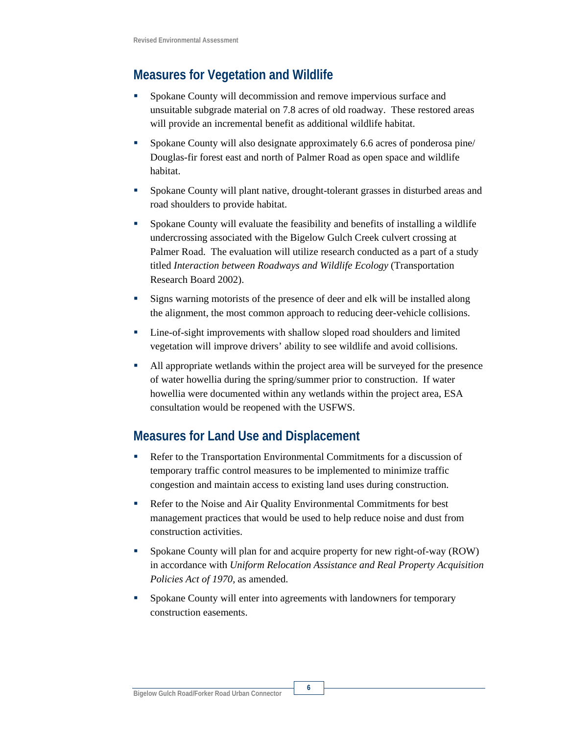## Measures for Vegetation and Wildlife

- Spokane County will decommission and remove impervious surface and unsuitable subgrade material on 7.8 acres of old roadway. These restored areas will provide an incremental benefit as additional wildlife habitat.
- Spokane County will also designate approximately 6.6 acres of ponderosa pine/ Douglas-fir forest east and north of Palmer Road as open space and wildlife habitat.
- Spokane County will plant native, drought-tolerant grasses in disturbed areas and road shoulders to provide habitat.
- Spokane County will evaluate the feasibility and benefits of installing a wildlife undercrossing associated with the Bigelow Gulch Creek culvert crossing at Palmer Road. The evaluation will utilize research conducted as a part of a study titled *Interaction between Roadways and Wildlife Ecology* (Transportation Research Board 2002).
- Signs warning motorists of the presence of deer and elk will be installed along the alignment, the most common approach to reducing deer-vehicle collisions.
- Line-of-sight improvements with shallow sloped road shoulders and limited vegetation will improve drivers' ability to see wildlife and avoid collisions.
- All appropriate wetlands within the project area will be surveyed for the presence of water howellia during the spring/summer prior to construction. If water howellia were documented within any wetlands within the project area, ESA consultation would be reopened with the USFWS.

## Measures for Land Use and Displacement

- Refer to the Transportation Environmental Commitments for a discussion of temporary traffic control measures to be implemented to minimize traffic congestion and maintain access to existing land uses during construction.
- Refer to the Noise and Air Quality Environmental Commitments for best management practices that would be used to help reduce noise and dust from construction activities.
- Spokane County will plan for and acquire property for new right-of-way (ROW) in accordance with *Uniform Relocation Assistance and Real Property Acquisition Policies Act of 1970,* as amended.
- Spokane County will enter into agreements with landowners for temporary construction easements.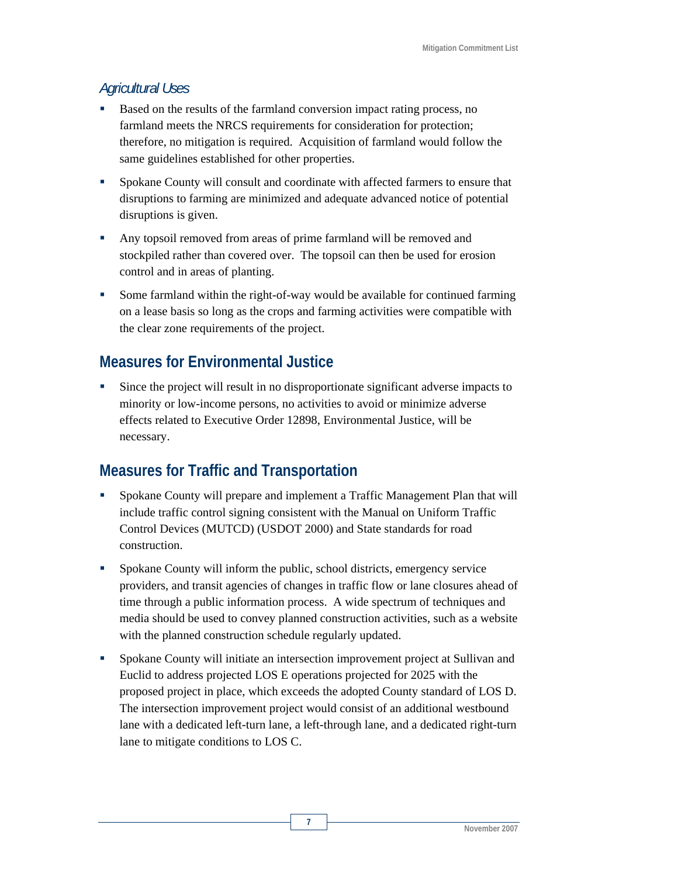### *Agricultural Uses*

- Based on the results of the farmland conversion impact rating process, no farmland meets the NRCS requirements for consideration for protection; therefore, no mitigation is required. Acquisition of farmland would follow the same guidelines established for other properties.
- Spokane County will consult and coordinate with affected farmers to ensure that disruptions to farming are minimized and adequate advanced notice of potential disruptions is given.
- Any topsoil removed from areas of prime farmland will be removed and stockpiled rather than covered over. The topsoil can then be used for erosion control and in areas of planting.
- Some farmland within the right-of-way would be available for continued farming on a lease basis so long as the crops and farming activities were compatible with the clear zone requirements of the project.

## Measures for Environmental Justice

- Since the project will result in no disproportionate significant adverse impacts to minority or low-income persons, no activities to avoid or minimize adverse effects related to Executive Order 12898, Environmental Justice, will be necessary.

## Measures for Traffic and Transportation

- Spokane County will prepare and implement a Traffic Management Plan that will include traffic control signing consistent with the Manual on Uniform Traffic Control Devices (MUTCD) (USDOT 2000) and State standards for road construction.
- Spokane County will inform the public, school districts, emergency service providers, and transit agencies of changes in traffic flow or lane closures ahead of time through a public information process. A wide spectrum of techniques and media should be used to convey planned construction activities, such as a website with the planned construction schedule regularly updated.
- Spokane County will initiate an intersection improvement project at Sullivan and Euclid to address projected LOS E operations projected for 2025 with the proposed project in place, which exceeds the adopted County standard of LOS D. The intersection improvement project would consist of an additional westbound lane with a dedicated left-turn lane, a left-through lane, and a dedicated right-turn lane to mitigate conditions to LOS C.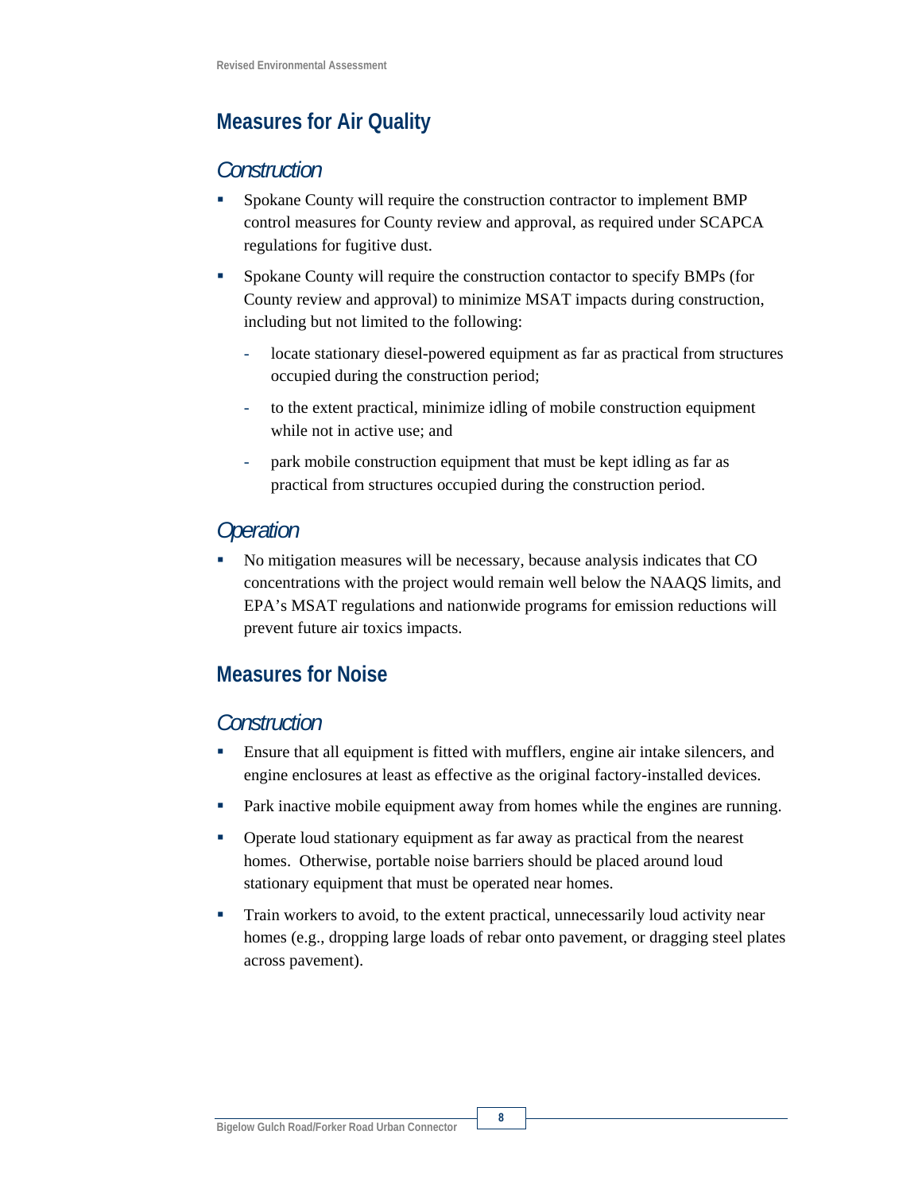## Measures for Air Quality

### *Construction*

- Spokane County will require the construction contractor to implement BMP control measures for County review and approval, as required under SCAPCA regulations for fugitive dust.
- Spokane County will require the construction contactor to specify BMPs (for County review and approval) to minimize MSAT impacts during construction, including but not limited to the following:
  - locate stationary diesel-powered equipment as far as practical from structures occupied during the construction period;
  - to the extent practical, minimize idling of mobile construction equipment while not in active use; and
  - park mobile construction equipment that must be kept idling as far as practical from structures occupied during the construction period.

### *Operation*

- No mitigation measures will be necessary, because analysis indicates that CO concentrations with the project would remain well below the NAAQS limits, and EPA's MSAT regulations and nationwide programs for emission reductions will prevent future air toxics impacts.

## Measures for Noise

### *Construction*

- Ensure that all equipment is fitted with mufflers, engine air intake silencers, and engine enclosures at least as effective as the original factory-installed devices.
- Park inactive mobile equipment away from homes while the engines are running.
- Operate loud stationary equipment as far away as practical from the nearest homes. Otherwise, portable noise barriers should be placed around loud stationary equipment that must be operated near homes.
- Train workers to avoid, to the extent practical, unnecessarily loud activity near homes (e.g., dropping large loads of rebar onto pavement, or dragging steel plates across pavement).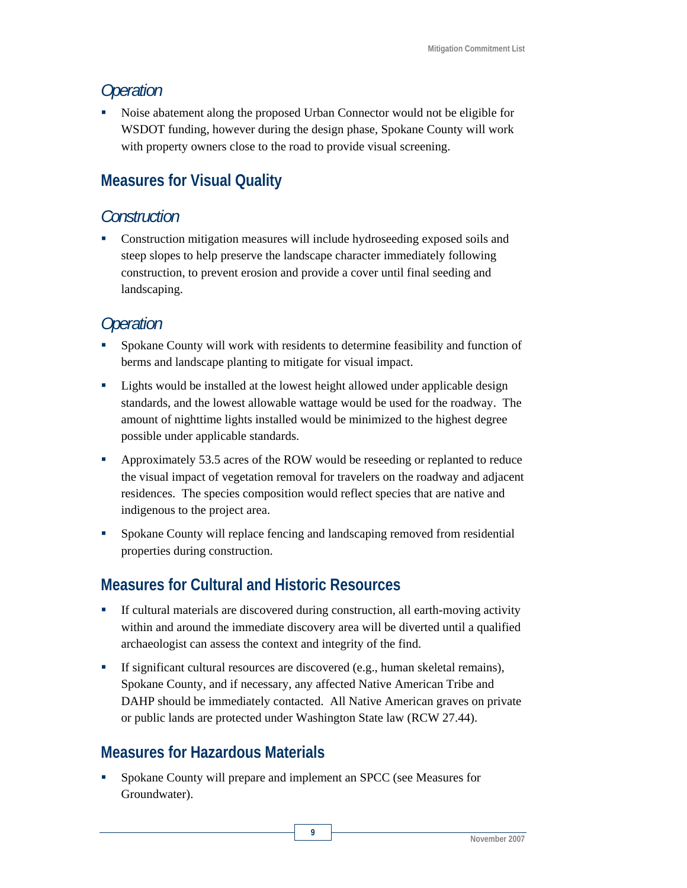### *Operation*

- Noise abatement along the proposed Urban Connector would not be eligible for WSDOT funding, however during the design phase, Spokane County will work with property owners close to the road to provide visual screening.

## Measures for Visual Quality

### *Construction*

- Construction mitigation measures will include hydroseeding exposed soils and steep slopes to help preserve the landscape character immediately following construction, to prevent erosion and provide a cover until final seeding and landscaping.

### *Operation*

- Spokane County will work with residents to determine feasibility and function of berms and landscape planting to mitigate for visual impact.
- Lights would be installed at the lowest height allowed under applicable design standards, and the lowest allowable wattage would be used for the roadway. The amount of nighttime lights installed would be minimized to the highest degree possible under applicable standards.
- Approximately 53.5 acres of the ROW would be reseeding or replanted to reduce the visual impact of vegetation removal for travelers on the roadway and adjacent residences. The species composition would reflect species that are native and indigenous to the project area.
- Spokane County will replace fencing and landscaping removed from residential properties during construction.

## Measures for Cultural and Historic Resources

- If cultural materials are discovered during construction, all earth-moving activity within and around the immediate discovery area will be diverted until a qualified archaeologist can assess the context and integrity of the find.
- If significant cultural resources are discovered (e.g., human skeletal remains), Spokane County, and if necessary, any affected Native American Tribe and DAHP should be immediately contacted. All Native American graves on private or public lands are protected under Washington State law (RCW 27.44).

## Measures for Hazardous Materials

- Spokane County will prepare and implement an SPCC (see Measures for Groundwater).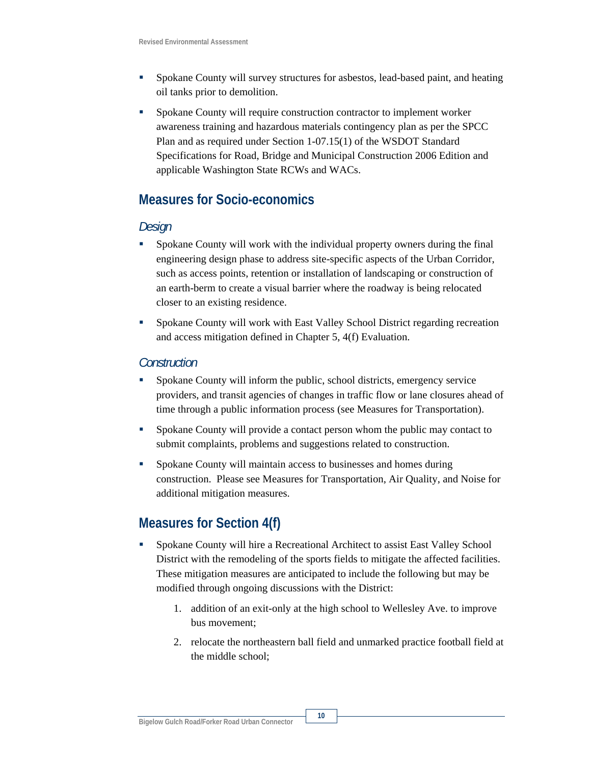- Spokane County will survey structures for asbestos, lead-based paint, and heating oil tanks prior to demolition.
- Spokane County will require construction contractor to implement worker awareness training and hazardous materials contingency plan as per the SPCC Plan and as required under Section 1-07.15(1) of the WSDOT Standard Specifications for Road, Bridge and Municipal Construction 2006 Edition and applicable Washington State RCWs and WACs.

## Measures for Socio-economics

### *Design*

- Spokane County will work with the individual property owners during the final engineering design phase to address site-specific aspects of the Urban Corridor, such as access points, retention or installation of landscaping or construction of an earth-berm to create a visual barrier where the roadway is being relocated closer to an existing residence.
- Spokane County will work with East Valley School District regarding recreation and access mitigation defined in Chapter 5, 4(f) Evaluation.

### *Construction*

- Spokane County will inform the public, school districts, emergency service providers, and transit agencies of changes in traffic flow or lane closures ahead of time through a public information process (see Measures for Transportation).
- Spokane County will provide a contact person whom the public may contact to submit complaints, problems and suggestions related to construction.
- Spokane County will maintain access to businesses and homes during construction. Please see Measures for Transportation, Air Quality, and Noise for additional mitigation measures.

## Measures for Section 4(f)

- Spokane County will hire a Recreational Architect to assist East Valley School District with the remodeling of the sports fields to mitigate the affected facilities. These mitigation measures are anticipated to include the following but may be modified through ongoing discussions with the District:
    1. addition of an exit-only at the high school to Wellesley Ave. to improve bus movement;
    2. relocate the northeastern ball field and unmarked practice football field at the middle school;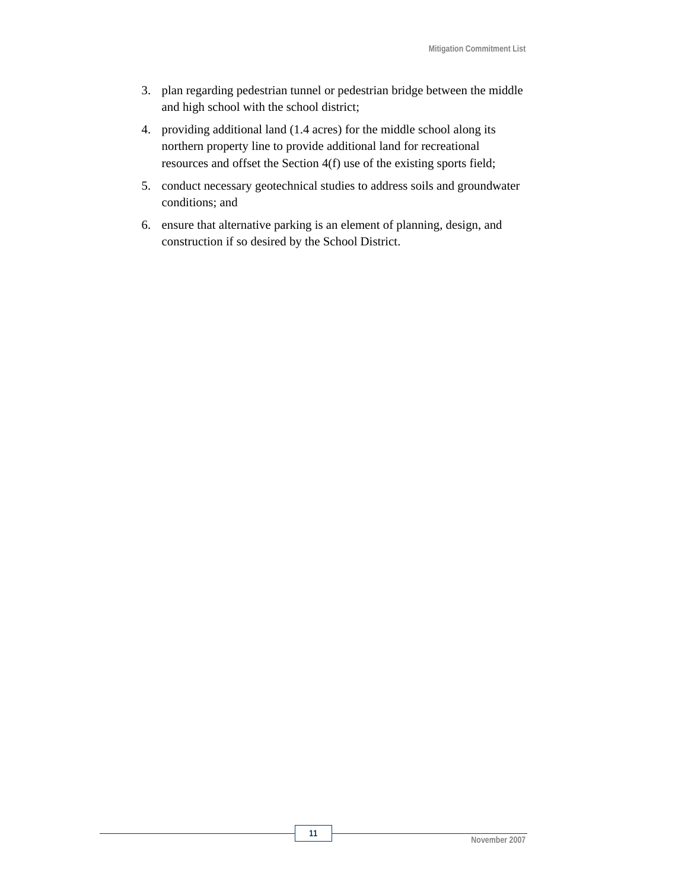3. plan regarding pedestrian tunnel or pedestrian bridge between the middle and high school with the school district;
4. providing additional land (1.4 acres) for the middle school along its northern property line to provide additional land for recreational resources and offset the Section 4(f) use of the existing sports field;
5. conduct necessary geotechnical studies to address soils and groundwater conditions; and
6. ensure that alternative parking is an element of planning, design, and construction if so desired by the School District.